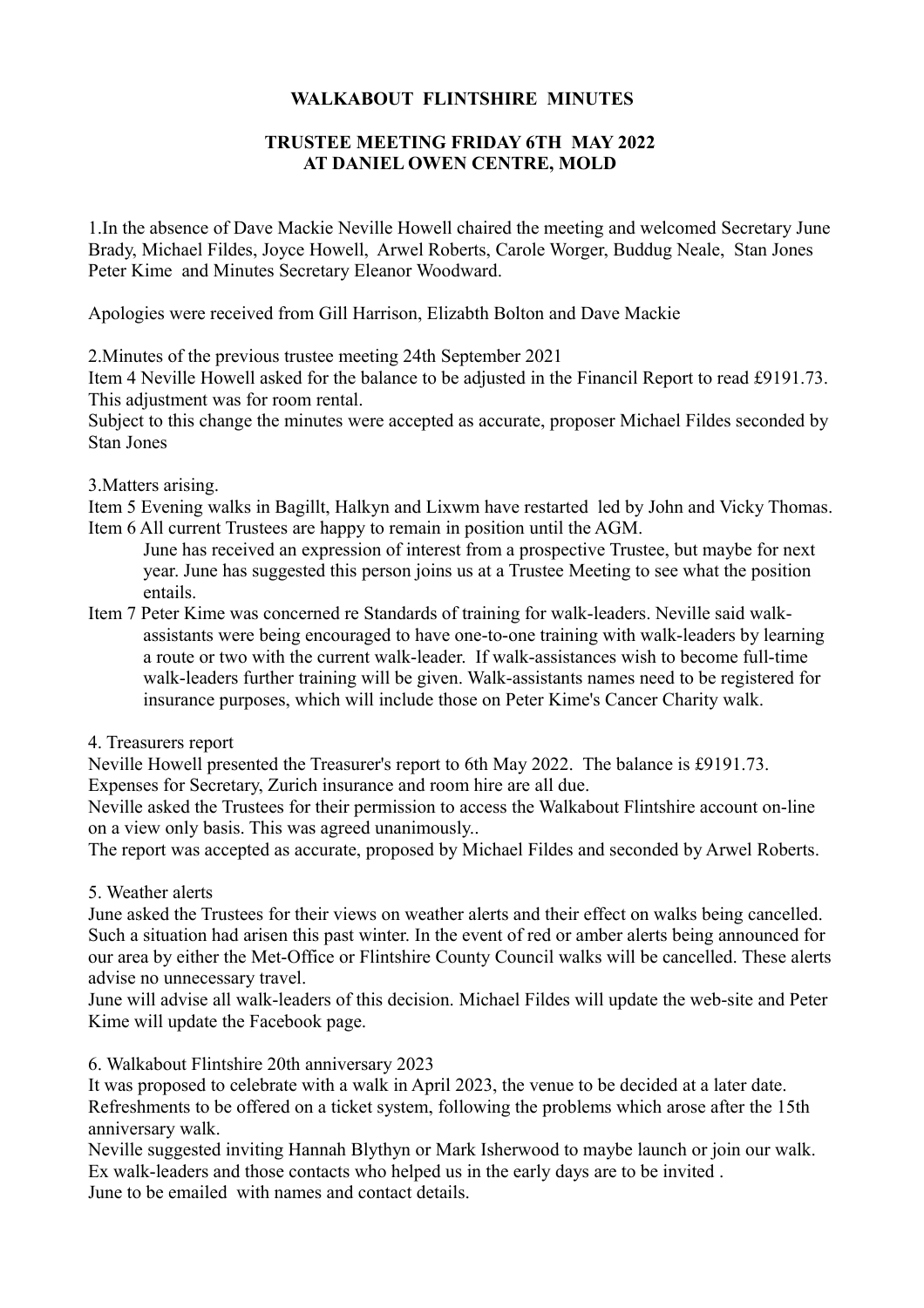**WALKABOUT FLINTSHIRE MINUTES**

**TRUSTEE MEETING FRIDAY 6TH MAY 2022**
**AT DANIEL OWEN CENTRE, MOLD**

1.In the absence of Dave Mackie Neville Howell chaired the meeting and welcomed Secretary June Brady, Michael Fildes, Joyce Howell, Arwel Roberts, Carole Worger, Buddug Neale, Stan Jones Peter Kime and Minutes Secretary Eleanor Woodward.

Apologies were received from Gill Harrison, Elizabth Bolton and Dave Mackie

2.Minutes of the previous trustee meeting 24th September 2021
Item 4 Neville Howell asked for the balance to be adjusted in the Financil Report to read £9191.73. This adjustment was for room rental.
Subject to this change the minutes were accepted as accurate, proposer Michael Fildes seconded by Stan Jones

3.Matters arising.
Item 5 Evening walks in Bagillt, Halkyn and Lixwm have restarted led by John and Vicky Thomas.
Item 6 All current Trustees are happy to remain in position until the AGM.
June has received an expression of interest from a prospective Trustee, but maybe for next year. June has suggested this person joins us at a Trustee Meeting to see what the position entails.
Item 7 Peter Kime was concerned re Standards of training for walk-leaders. Neville said walk-assistants were being encouraged to have one-to-one training with walk-leaders by learning a route or two with the current walk-leader. If walk-assistances wish to become full-time walk-leaders further training will be given. Walk-assistants names need to be registered for insurance purposes, which will include those on Peter Kime's Cancer Charity walk.

4. Treasurers report
Neville Howell presented the Treasurer's report to 6th May 2022. The balance is £9191.73.
Expenses for Secretary, Zurich insurance and room hire are all due.
Neville asked the Trustees for their permission to access the Walkabout Flintshire account on-line on a view only basis. This was agreed unanimously..
The report was accepted as accurate, proposed by Michael Fildes and seconded by Arwel Roberts.

5. Weather alerts
June asked the Trustees for their views on weather alerts and their effect on walks being cancelled. Such a situation had arisen this past winter. In the event of red or amber alerts being announced for our area by either the Met-Office or Flintshire County Council walks will be cancelled. These alerts advise no unnecessary travel.
June will advise all walk-leaders of this decision. Michael Fildes will update the web-site and Peter Kime will update the Facebook page.

6. Walkabout Flintshire 20th anniversary 2023
It was proposed to celebrate with a walk in April 2023, the venue to be decided at a later date.
Refreshments to be offered on a ticket system, following the problems which arose after the 15th anniversary walk.
Neville suggested inviting Hannah Blythyn or Mark Isherwood to maybe launch or join our walk.
Ex walk-leaders and those contacts who helped us in the early days are to be invited .
June to be emailed with names and contact details.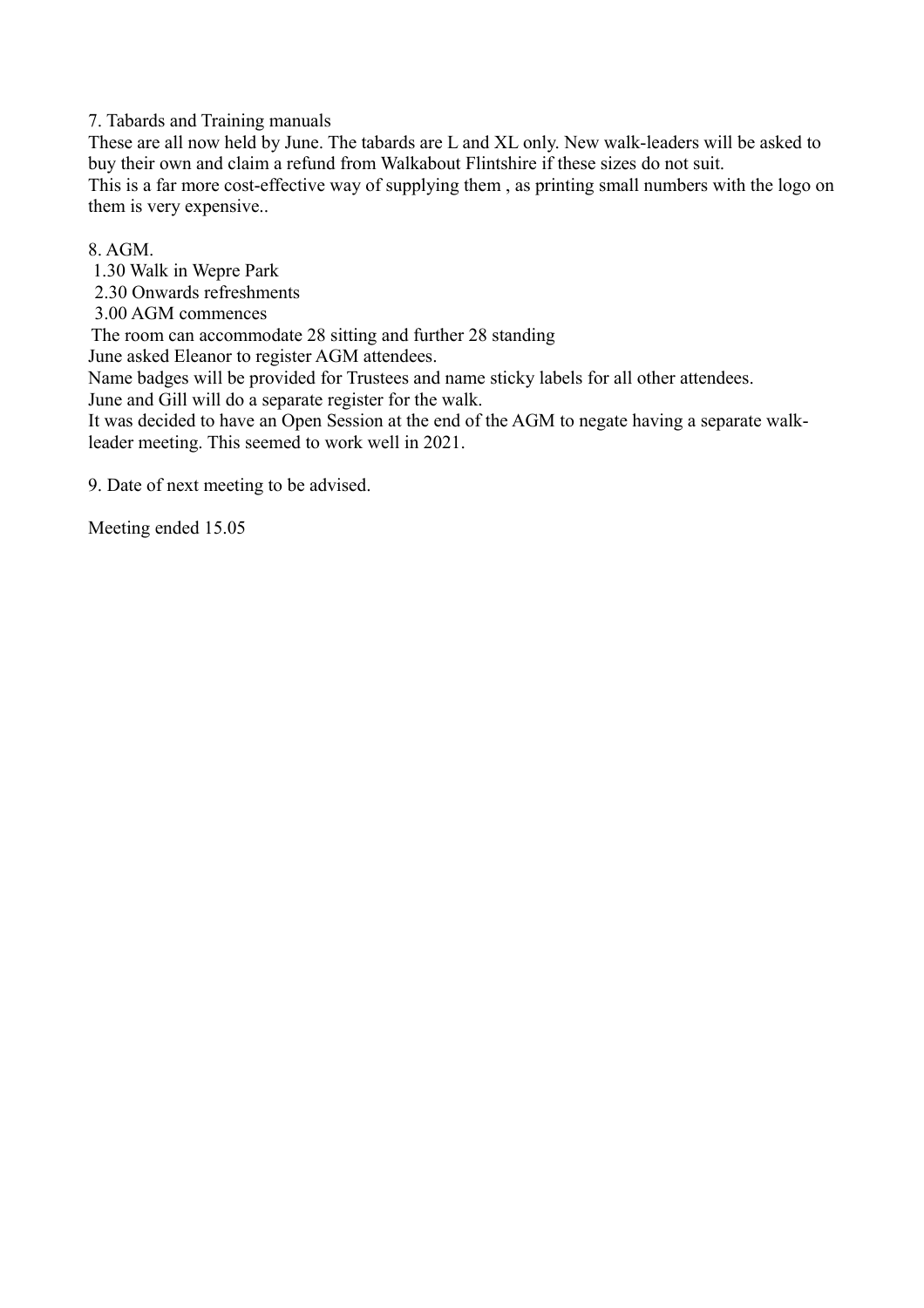7. Tabards and Training manuals

These are all now held by June. The tabards are L and XL only. New walk-leaders will be asked to buy their own and claim a refund from Walkabout Flintshire if these sizes do not suit.
This is a far more cost-effective way of supplying them , as printing small numbers with the logo on them is very expensive..

8. AGM.

1.30 Walk in Wepre Park
2.30 Onwards refreshments
3.00 AGM commences
The room can accommodate 28 sitting and further 28 standing
June asked Eleanor to register AGM attendees.
Name badges will be provided for Trustees and name sticky labels for all other attendees.
June and Gill will do a separate register for the walk.
It was decided to have an Open Session at the end of the AGM to negate having a separate walk-leader meeting. This seemed to work well in 2021.

9. Date of next meeting to be advised.

Meeting ended 15.05